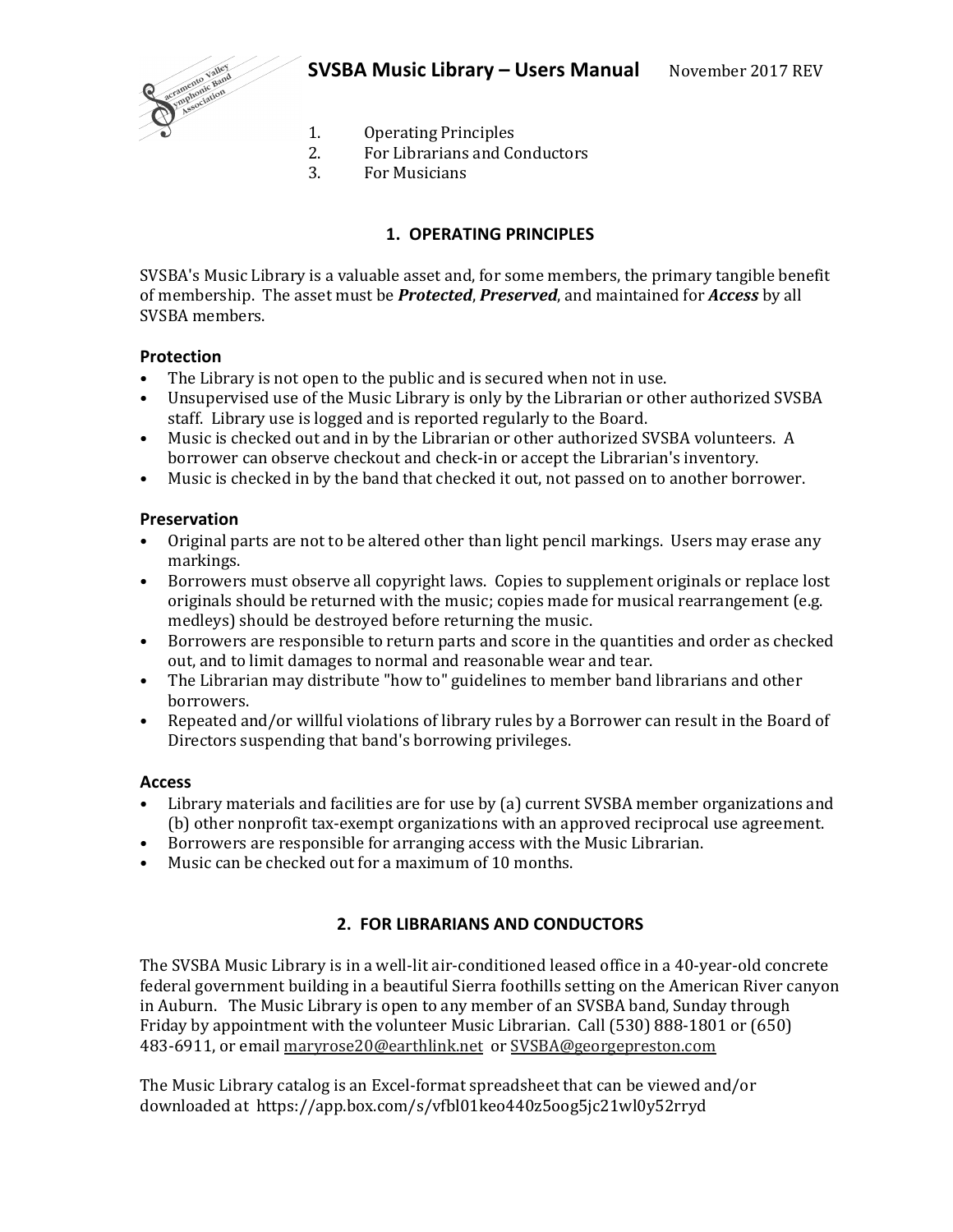# SVSBA Music Library – Users Manual

November 2017 REV

1. Operating Principles
2. For Librarians and Conductors
3. For Musicians

## 1. OPERATING PRINCIPLES

SVSBA's Music Library is a valuable asset and, for some members, the primary tangible benefit of membership. The asset must be ***Protected***, ***Preserved***, and maintained for ***Access*** by all SVSBA members.

### Protection

- The Library is not open to the public and is secured when not in use.
- Unsupervised use of the Music Library is only by the Librarian or other authorized SVSBA staff. Library use is logged and is reported regularly to the Board.
- Music is checked out and in by the Librarian or other authorized SVSBA volunteers. A borrower can observe checkout and check-in or accept the Librarian's inventory.
- Music is checked in by the band that checked it out, not passed on to another borrower.

### Preservation

- Original parts are not to be altered other than light pencil markings. Users may erase any markings.
- Borrowers must observe all copyright laws. Copies to supplement originals or replace lost originals should be returned with the music; copies made for musical rearrangement (e.g. medleys) should be destroyed before returning the music.
- Borrowers are responsible to return parts and score in the quantities and order as checked out, and to limit damages to normal and reasonable wear and tear.
- The Librarian may distribute "how to" guidelines to member band librarians and other borrowers.
- Repeated and/or willful violations of library rules by a Borrower can result in the Board of Directors suspending that band's borrowing privileges.

### Access

- Library materials and facilities are for use by (a) current SVSBA member organizations and (b) other nonprofit tax-exempt organizations with an approved reciprocal use agreement.
- Borrowers are responsible for arranging access with the Music Librarian.
- Music can be checked out for a maximum of 10 months.

## 2. FOR LIBRARIANS AND CONDUCTORS

The SVSBA Music Library is in a well-lit air-conditioned leased office in a 40-year-old concrete federal government building in a beautiful Sierra foothills setting on the American River canyon in Auburn. The Music Library is open to any member of an SVSBA band, Sunday through Friday by appointment with the volunteer Music Librarian. Call (530) 888-1801 or (650) 483-6911, or email maryrose20@earthlink.net or SVSBA@georgepreston.com

The Music Library catalog is an Excel-format spreadsheet that can be viewed and/or downloaded at https://app.box.com/s/vfbl01keo440z5oog5jc21wl0y52rryd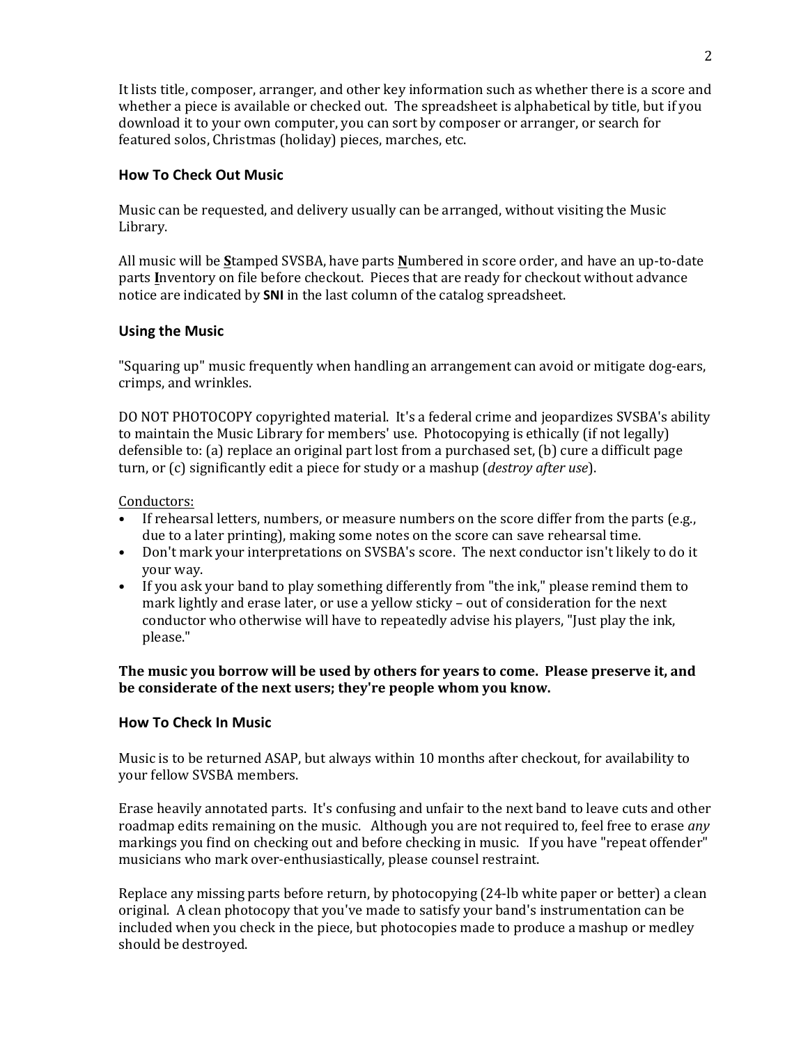It lists title, composer, arranger, and other key information such as whether there is a score and whether a piece is available or checked out. The spreadsheet is alphabetical by title, but if you download it to your own computer, you can sort by composer or arranger, or search for featured solos, Christmas (holiday) pieces, marches, etc.

## How To Check Out Music

Music can be requested, and delivery usually can be arranged, without visiting the Music Library.

All music will be **S**tamped SVSBA, have parts **N**umbered in score order, and have an up-to-date parts **I**nventory on file before checkout. Pieces that are ready for checkout without advance notice are indicated by **SNI** in the last column of the catalog spreadsheet.

## Using the Music

"Squaring up" music frequently when handling an arrangement can avoid or mitigate dog-ears, crimps, and wrinkles.

DO NOT PHOTOCOPY copyrighted material. It's a federal crime and jeopardizes SVSBA's ability to maintain the Music Library for members' use. Photocopying is ethically (if not legally) defensible to: (a) replace an original part lost from a purchased set, (b) cure a difficult page turn, or (c) significantly edit a piece for study or a mashup (*destroy after use*).

Conductors:

- If rehearsal letters, numbers, or measure numbers on the score differ from the parts (e.g., due to a later printing), making some notes on the score can save rehearsal time.
- Don't mark your interpretations on SVSBA's score. The next conductor isn't likely to do it your way.
- If you ask your band to play something differently from "the ink," please remind them to mark lightly and erase later, or use a yellow sticky – out of consideration for the next conductor who otherwise will have to repeatedly advise his players, "Just play the ink, please."

**The music you borrow will be used by others for years to come. Please preserve it, and be considerate of the next users; they're people whom you know.**

## How To Check In Music

Music is to be returned ASAP, but always within 10 months after checkout, for availability to your fellow SVSBA members.

Erase heavily annotated parts. It's confusing and unfair to the next band to leave cuts and other roadmap edits remaining on the music. Although you are not required to, feel free to erase *any* markings you find on checking out and before checking in music. If you have "repeat offender" musicians who mark over-enthusiastically, please counsel restraint.

Replace any missing parts before return, by photocopying (24-lb white paper or better) a clean original. A clean photocopy that you've made to satisfy your band's instrumentation can be included when you check in the piece, but photocopies made to produce a mashup or medley should be destroyed.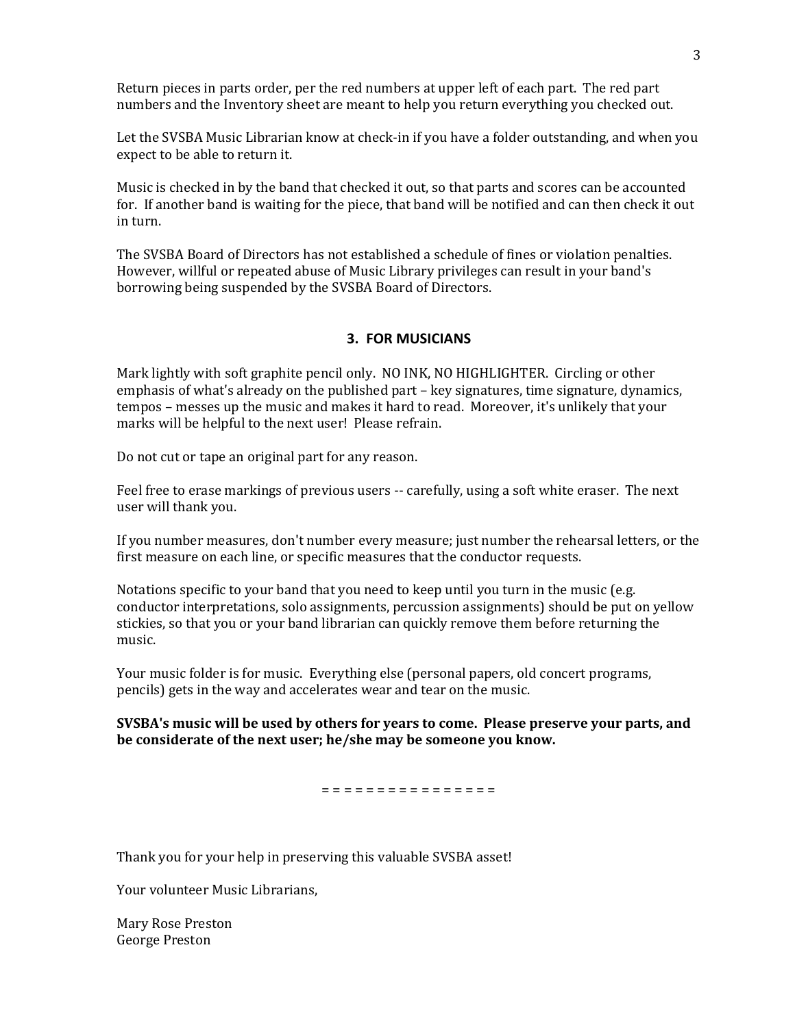Return pieces in parts order, per the red numbers at upper left of each part. The red part numbers and the Inventory sheet are meant to help you return everything you checked out.

Let the SVSBA Music Librarian know at check-in if you have a folder outstanding, and when you expect to be able to return it.

Music is checked in by the band that checked it out, so that parts and scores can be accounted for. If another band is waiting for the piece, that band will be notified and can then check it out in turn.

The SVSBA Board of Directors has not established a schedule of fines or violation penalties. However, willful or repeated abuse of Music Library privileges can result in your band's borrowing being suspended by the SVSBA Board of Directors.

## 3. FOR MUSICIANS

Mark lightly with soft graphite pencil only. NO INK, NO HIGHLIGHTER. Circling or other emphasis of what's already on the published part – key signatures, time signature, dynamics, tempos – messes up the music and makes it hard to read. Moreover, it's unlikely that your marks will be helpful to the next user! Please refrain.

Do not cut or tape an original part for any reason.

Feel free to erase markings of previous users -- carefully, using a soft white eraser. The next user will thank you.

If you number measures, don't number every measure; just number the rehearsal letters, or the first measure on each line, or specific measures that the conductor requests.

Notations specific to your band that you need to keep until you turn in the music (e.g. conductor interpretations, solo assignments, percussion assignments) should be put on yellow stickies, so that you or your band librarian can quickly remove them before returning the music.

Your music folder is for music. Everything else (personal papers, old concert programs, pencils) gets in the way and accelerates wear and tear on the music.

**SVSBA's music will be used by others for years to come. Please preserve your parts, and be considerate of the next user; he/she may be someone you know.**

= = = = = = = = = = = = = = =

Thank you for your help in preserving this valuable SVSBA asset!

Your volunteer Music Librarians,

Mary Rose Preston
George Preston